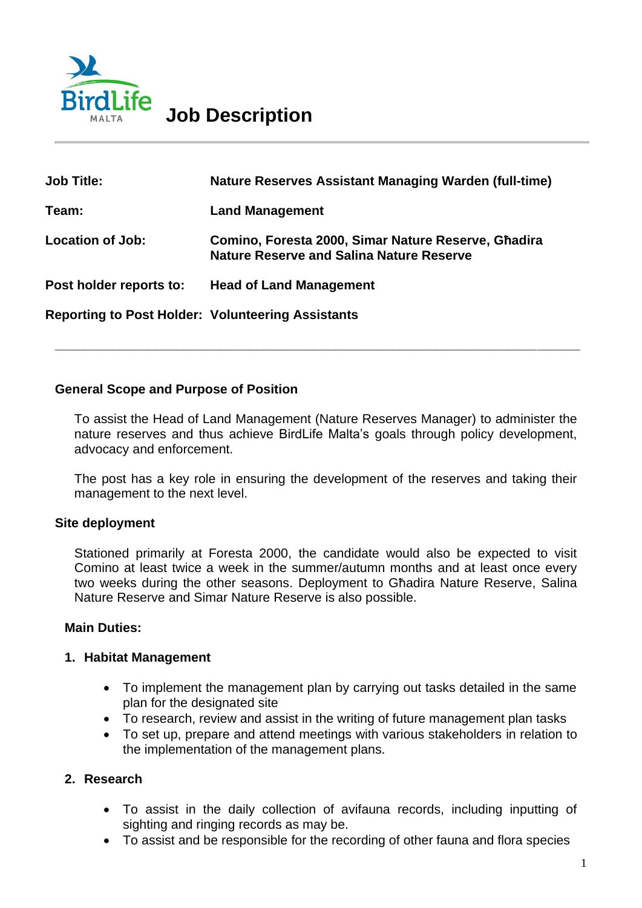BirdLife MALTA

# Job Description

---

| | |
|---|---|
| **Job Title:** | **Nature Reserves Assistant Managing Warden (full-time)** |
| **Team:** | **Land Management** |
| **Location of Job:** | **Comino, Foresta 2000, Simar Nature Reserve, Għadira Nature Reserve and Salina Nature Reserve** |
| **Post holder reports to:** | **Head of Land Management** |
| **Reporting to Post Holder:** | **Volunteering Assistants** |

---

## General Scope and Purpose of Position

To assist the Head of Land Management (Nature Reserves Manager) to administer the nature reserves and thus achieve BirdLife Malta's goals through policy development, advocacy and enforcement.

The post has a key role in ensuring the development of the reserves and taking their management to the next level.

## Site deployment

Stationed primarily at Foresta 2000, the candidate would also be expected to visit Comino at least twice a week in the summer/autumn months and at least once every two weeks during the other seasons. Deployment to Għadira Nature Reserve, Salina Nature Reserve and Simar Nature Reserve is also possible.

## Main Duties:

### 1. Habitat Management

- To implement the management plan by carrying out tasks detailed in the same plan for the designated site
- To research, review and assist in the writing of future management plan tasks
- To set up, prepare and attend meetings with various stakeholders in relation to the implementation of the management plans.

### 2. Research

- To assist in the daily collection of avifauna records, including inputting of sighting and ringing records as may be.
- To assist and be responsible for the recording of other fauna and flora species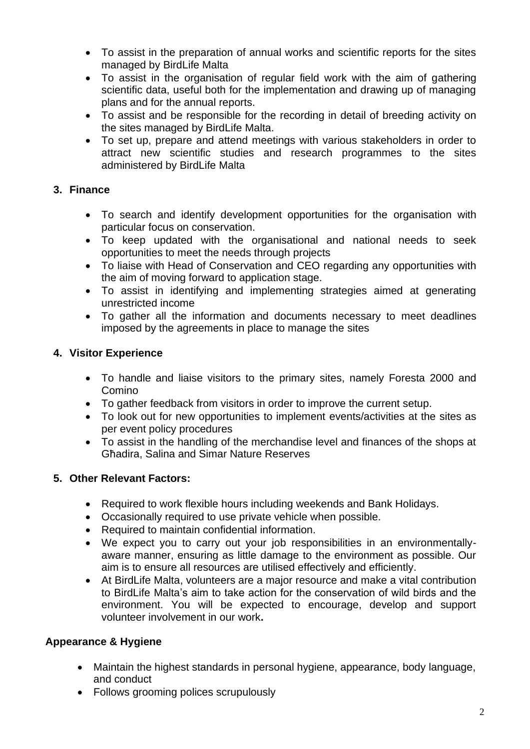- To assist in the preparation of annual works and scientific reports for the sites managed by BirdLife Malta
- To assist in the organisation of regular field work with the aim of gathering scientific data, useful both for the implementation and drawing up of managing plans and for the annual reports.
- To assist and be responsible for the recording in detail of breeding activity on the sites managed by BirdLife Malta.
- To set up, prepare and attend meetings with various stakeholders in order to attract new scientific studies and research programmes to the sites administered by BirdLife Malta

## 3. Finance

- To search and identify development opportunities for the organisation with particular focus on conservation.
- To keep updated with the organisational and national needs to seek opportunities to meet the needs through projects
- To liaise with Head of Conservation and CEO regarding any opportunities with the aim of moving forward to application stage.
- To assist in identifying and implementing strategies aimed at generating unrestricted income
- To gather all the information and documents necessary to meet deadlines imposed by the agreements in place to manage the sites

## 4. Visitor Experience

- To handle and liaise visitors to the primary sites, namely Foresta 2000 and Comino
- To gather feedback from visitors in order to improve the current setup.
- To look out for new opportunities to implement events/activities at the sites as per event policy procedures
- To assist in the handling of the merchandise level and finances of the shops at Għadira, Salina and Simar Nature Reserves

## 5. Other Relevant Factors:

- Required to work flexible hours including weekends and Bank Holidays.
- Occasionally required to use private vehicle when possible.
- Required to maintain confidential information.
- We expect you to carry out your job responsibilities in an environmentally-aware manner, ensuring as little damage to the environment as possible. Our aim is to ensure all resources are utilised effectively and efficiently.
- At BirdLife Malta, volunteers are a major resource and make a vital contribution to BirdLife Malta's aim to take action for the conservation of wild birds and the environment. You will be expected to encourage, develop and support volunteer involvement in our work**.**

## Appearance & Hygiene

- Maintain the highest standards in personal hygiene, appearance, body language, and conduct
- Follows grooming polices scrupulously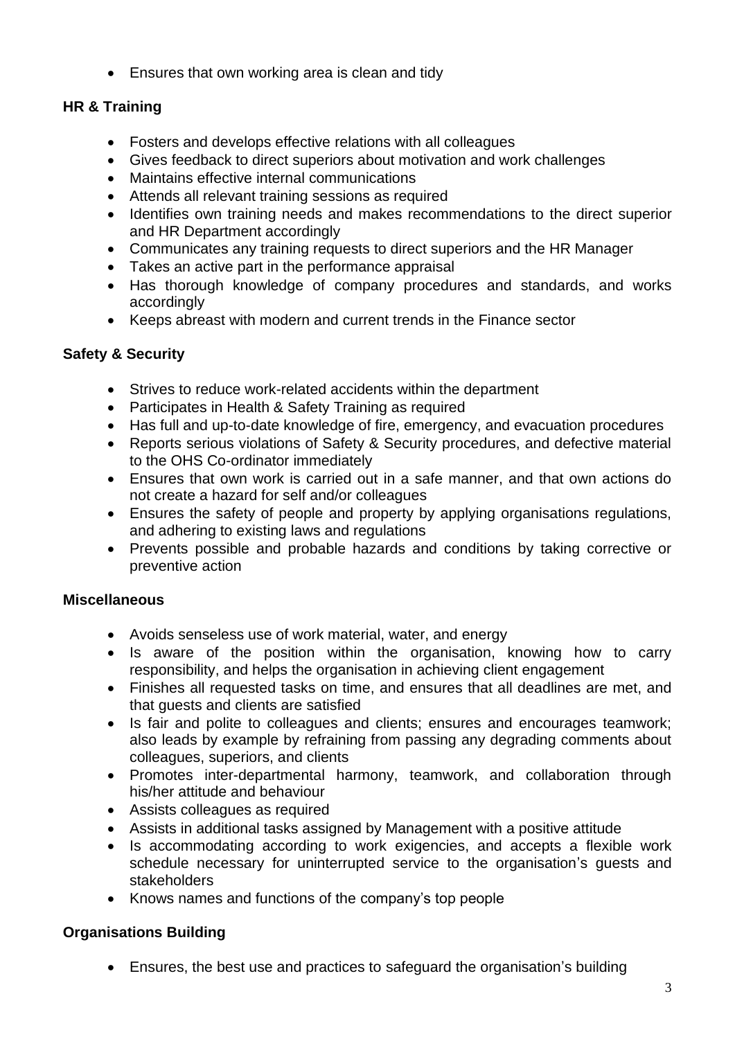- Ensures that own working area is clean and tidy

**HR & Training**

- Fosters and develops effective relations with all colleagues
- Gives feedback to direct superiors about motivation and work challenges
- Maintains effective internal communications
- Attends all relevant training sessions as required
- Identifies own training needs and makes recommendations to the direct superior and HR Department accordingly
- Communicates any training requests to direct superiors and the HR Manager
- Takes an active part in the performance appraisal
- Has thorough knowledge of company procedures and standards, and works accordingly
- Keeps abreast with modern and current trends in the Finance sector

**Safety & Security**

- Strives to reduce work-related accidents within the department
- Participates in Health & Safety Training as required
- Has full and up-to-date knowledge of fire, emergency, and evacuation procedures
- Reports serious violations of Safety & Security procedures, and defective material to the OHS Co-ordinator immediately
- Ensures that own work is carried out in a safe manner, and that own actions do not create a hazard for self and/or colleagues
- Ensures the safety of people and property by applying organisations regulations, and adhering to existing laws and regulations
- Prevents possible and probable hazards and conditions by taking corrective or preventive action

**Miscellaneous**

- Avoids senseless use of work material, water, and energy
- Is aware of the position within the organisation, knowing how to carry responsibility, and helps the organisation in achieving client engagement
- Finishes all requested tasks on time, and ensures that all deadlines are met, and that guests and clients are satisfied
- Is fair and polite to colleagues and clients; ensures and encourages teamwork; also leads by example by refraining from passing any degrading comments about colleagues, superiors, and clients
- Promotes inter-departmental harmony, teamwork, and collaboration through his/her attitude and behaviour
- Assists colleagues as required
- Assists in additional tasks assigned by Management with a positive attitude
- Is accommodating according to work exigencies, and accepts a flexible work schedule necessary for uninterrupted service to the organisation's guests and stakeholders
- Knows names and functions of the company's top people

**Organisations Building**

- Ensures, the best use and practices to safeguard the organisation's building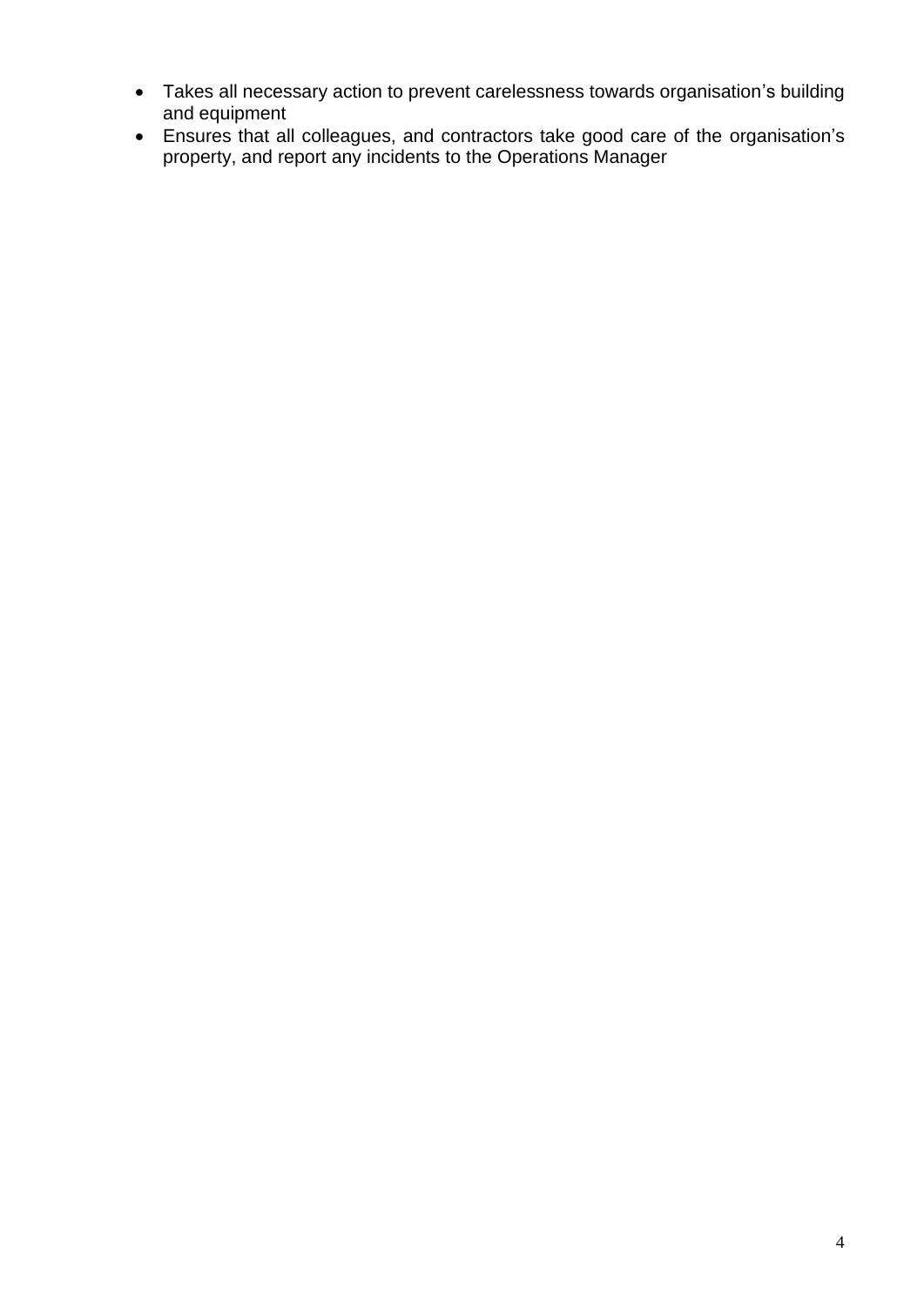- Takes all necessary action to prevent carelessness towards organisation's building and equipment
- Ensures that all colleagues, and contractors take good care of the organisation's property, and report any incidents to the Operations Manager